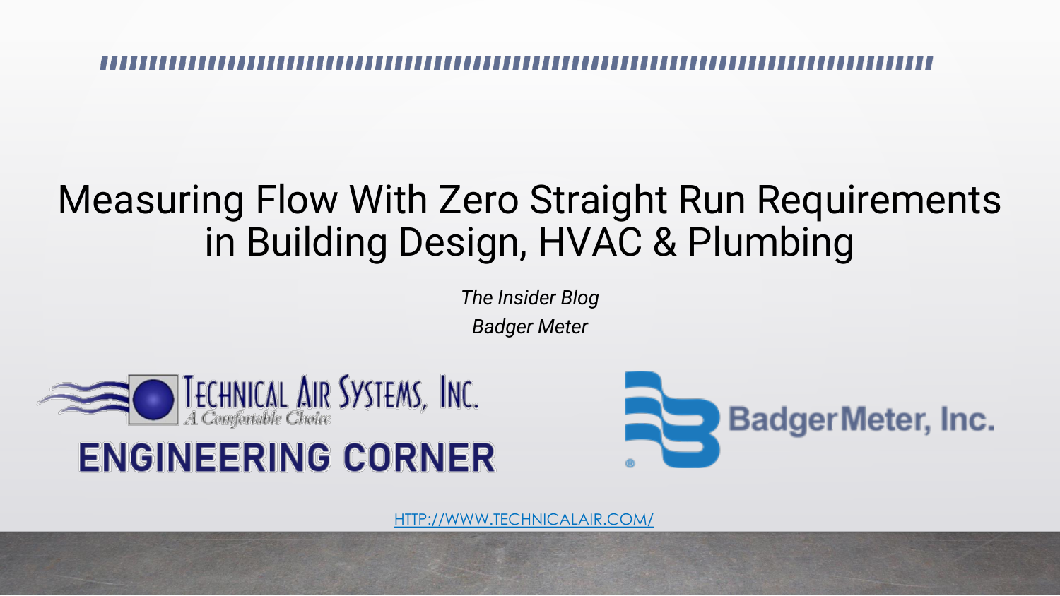# Measuring Flow With Zero Straight Run Requirements in Building Design, HVAC & Plumbing

*The Insider Blog*

*Badger Meter*

TECHNICAL AIR SYSTEMS, INC.
A Comfortable Choice

**ENGINEERING CORNER**

BadgerMeter, Inc.

[HTTP://WWW.TECHNICALAIR.COM/](http://www.technicalair.com/)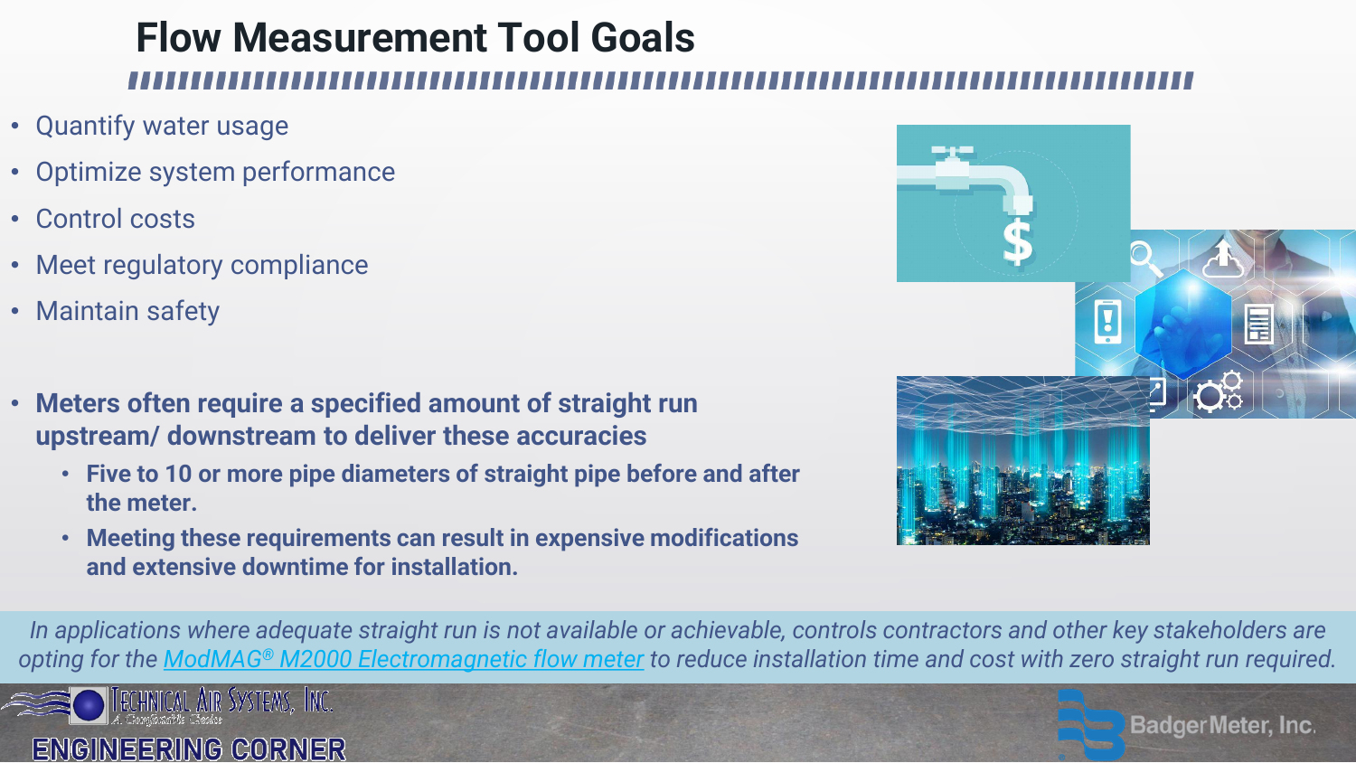# Flow Measurement Tool Goals

- Quantify water usage
- Optimize system performance
- Control costs
- Meet regulatory compliance
- Maintain safety

- **Meters often require a specified amount of straight run upstream/ downstream to deliver these accuracies**
  - **Five to 10 or more pipe diameters of straight pipe before and after the meter.**
  - **Meeting these requirements can result in expensive modifications and extensive downtime for installation.**

*In applications where adequate straight run is not available or achievable, controls contractors and other key stakeholders are opting for the ModMAG® M2000 Electromagnetic flow meter to reduce installation time and cost with zero straight run required.*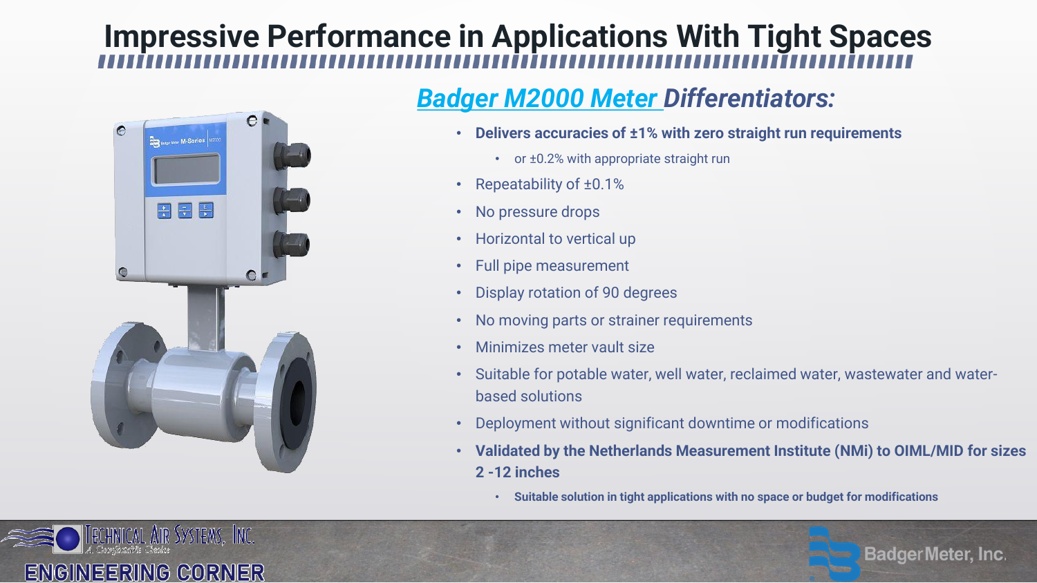# Impressive Performance in Applications With Tight Spaces

## *Badger M2000 Meter Differentiators:*

- **Delivers accuracies of ±1% with zero straight run requirements**
  - or ±0.2% with appropriate straight run
- Repeatability of ±0.1%
- No pressure drops
- Horizontal to vertical up
- Full pipe measurement
- Display rotation of 90 degrees
- No moving parts or strainer requirements
- Minimizes meter vault size
- Suitable for potable water, well water, reclaimed water, wastewater and water-based solutions
- Deployment without significant downtime or modifications
- **Validated by the Netherlands Measurement Institute (NMi) to OIML/MID for sizes 2 -12 inches**
  - **Suitable solution in tight applications with no space or budget for modifications**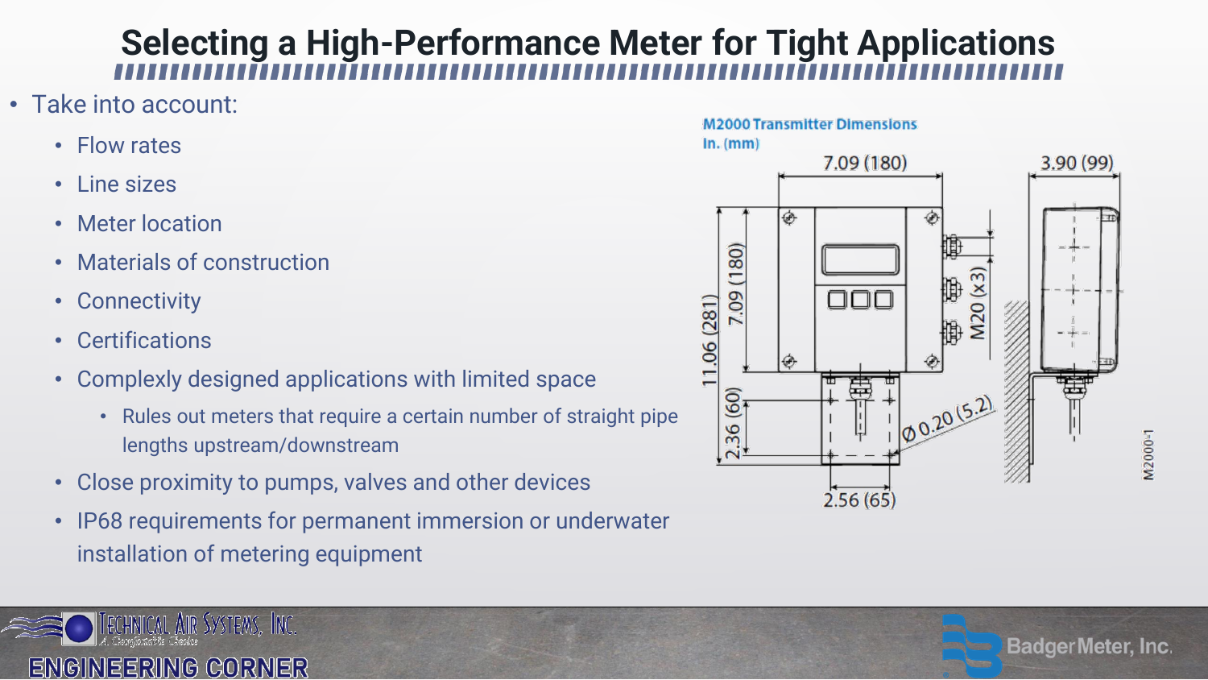# Selecting a High-Performance Meter for Tight Applications

- Take into account:
  - Flow rates
  - Line sizes
  - Meter location
  - Materials of construction
  - Connectivity
  - Certifications
  - Complexly designed applications with limited space
    - Rules out meters that require a certain number of straight pipe lengths upstream/downstream
  - Close proximity to pumps, valves and other devices
  - IP68 requirements for permanent immersion or underwater installation of metering equipment

**M2000 Transmitter Dimensions**
**In. (mm)**

7.09 (180) | 3.90 (99) | 7.09 (180) | 11.06 (281) | M20 (x3) | 2.36 (60) | Ø 0.20 (5.2) | 2.56 (65) | M2000-1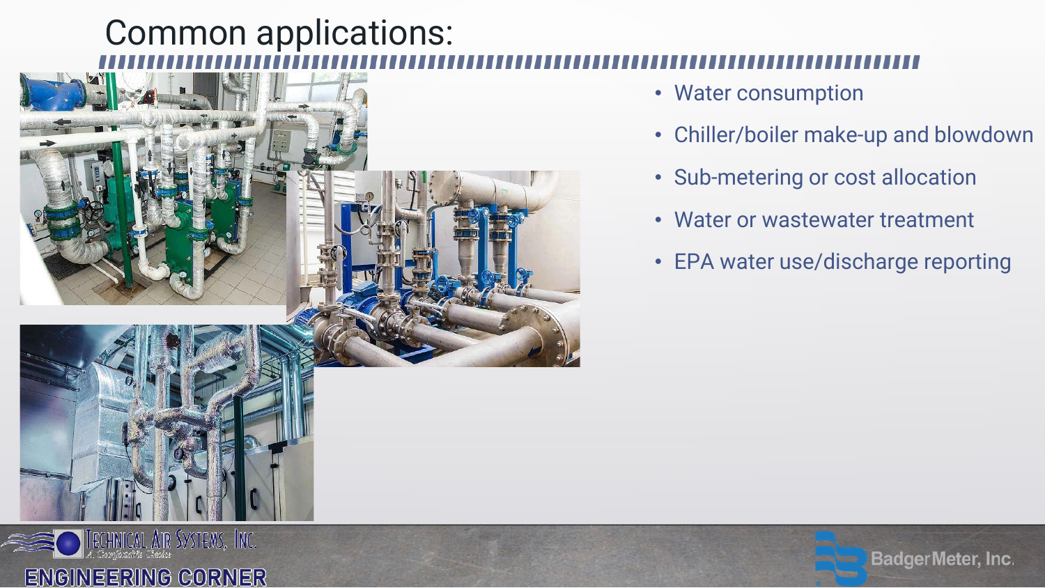# Common applications:

- Water consumption
- Chiller/boiler make-up and blowdown
- Sub-metering or cost allocation
- Water or wastewater treatment
- EPA water use/discharge reporting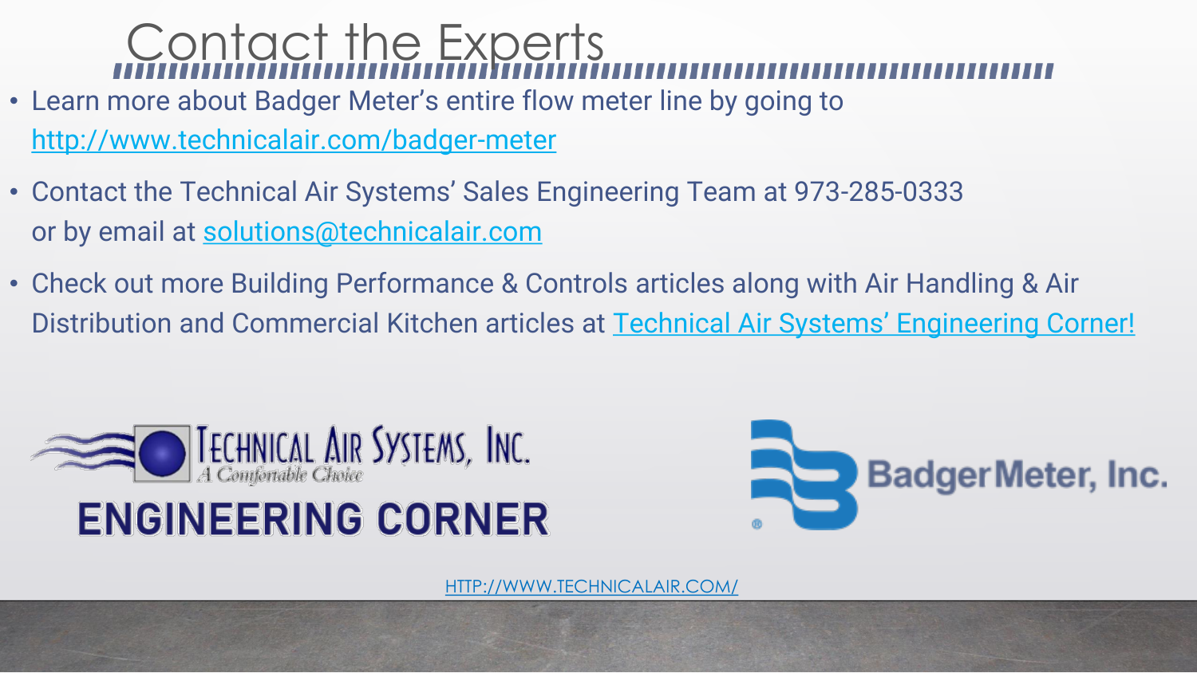# Contact the Experts

- Learn more about Badger Meter's entire flow meter line by going to http://www.technicalair.com/badger-meter
- Contact the Technical Air Systems' Sales Engineering Team at 973-285-0333 or by email at solutions@technicalair.com
- Check out more Building Performance & Controls articles along with Air Handling & Air Distribution and Commercial Kitchen articles at Technical Air Systems' Engineering Corner!

TECHNICAL AIR SYSTEMS, INC.
A Comfortable Choice
ENGINEERING CORNER

Badger Meter, Inc.

HTTP://WWW.TECHNICALAIR.COM/